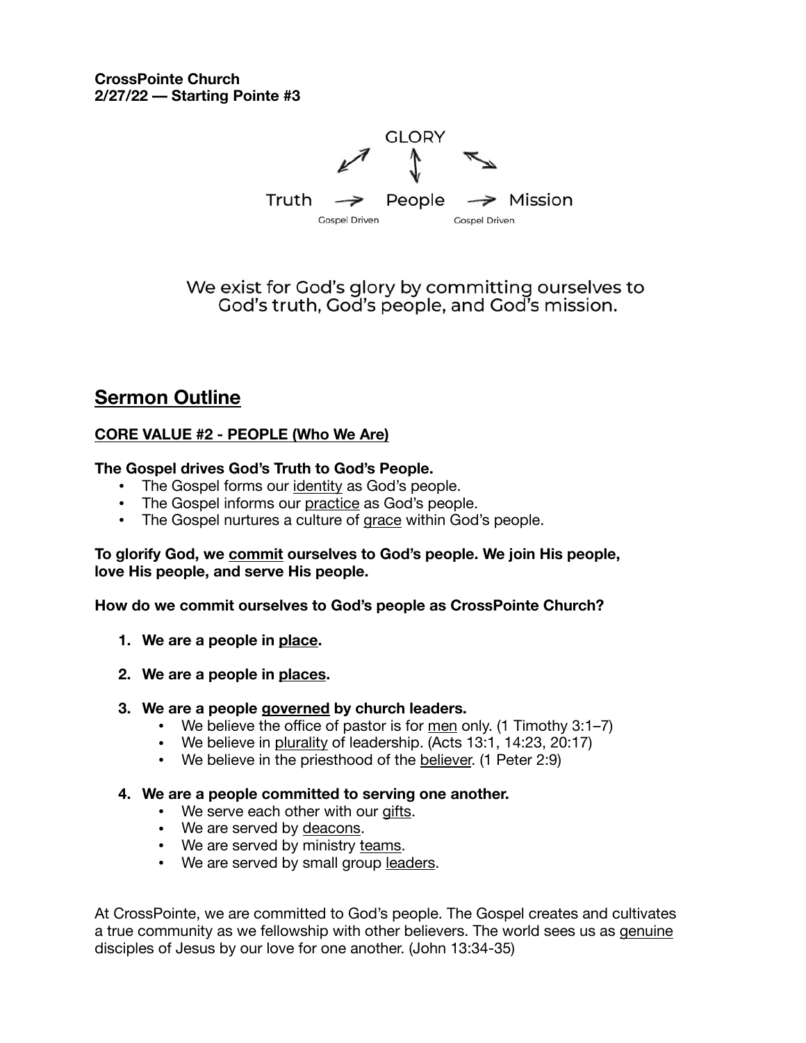**CrossPointe Church**
**2/27/22 — Starting Pointe #3**

GLORY

Truth → People → Mission

Gospel Driven    Gospel Driven

We exist for God's glory by committing ourselves to God's truth, God's people, and God's mission.

## Sermon Outline

### CORE VALUE #2 - PEOPLE (Who We Are)

**The Gospel drives God's Truth to God's People.**

- The Gospel forms our identity as God's people.
- The Gospel informs our practice as God's people.
- The Gospel nurtures a culture of grace within God's people.

**To glorify God, we commit ourselves to God's people. We join His people, love His people, and serve His people.**

**How do we commit ourselves to God's people as CrossPointe Church?**

1. **We are a people in place.**
2. **We are a people in places.**
3. **We are a people governed by church leaders.**
   - We believe the office of pastor is for men only. (1 Timothy 3:1–7)
   - We believe in plurality of leadership. (Acts 13:1, 14:23, 20:17)
   - We believe in the priesthood of the believer. (1 Peter 2:9)
4. **We are a people committed to serving one another.**
   - We serve each other with our gifts.
   - We are served by deacons.
   - We are served by ministry teams.
   - We are served by small group leaders.

At CrossPointe, we are committed to God's people. The Gospel creates and cultivates a true community as we fellowship with other believers. The world sees us as genuine disciples of Jesus by our love for one another. (John 13:34-35)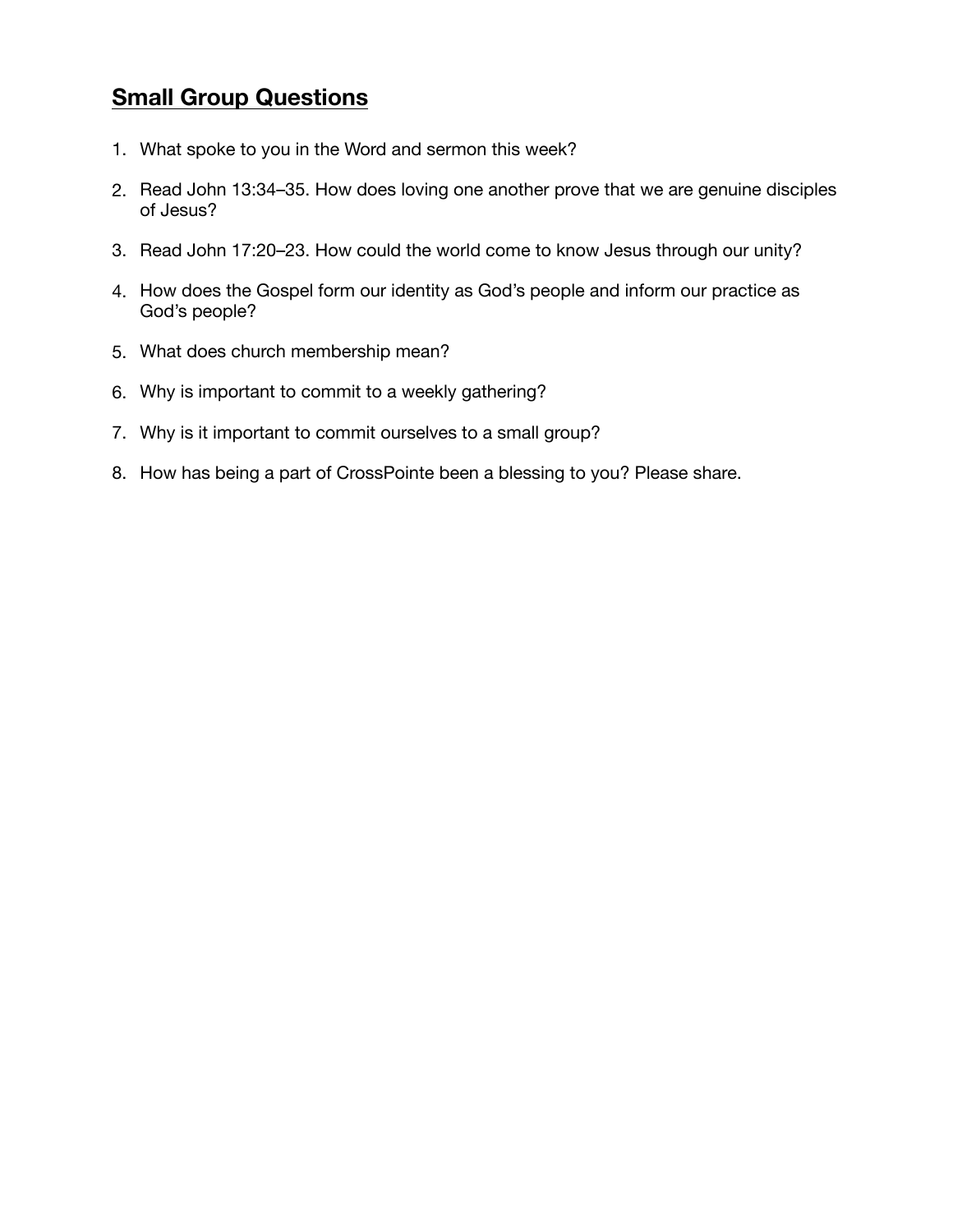## **Small Group Questions**

1. What spoke to you in the Word and sermon this week?
2. Read John 13:34–35. How does loving one another prove that we are genuine disciples of Jesus?
3. Read John 17:20–23. How could the world come to know Jesus through our unity?
4. How does the Gospel form our identity as God's people and inform our practice as God's people?
5. What does church membership mean?
6. Why is important to commit to a weekly gathering?
7. Why is it important to commit ourselves to a small group?
8. How has being a part of CrossPointe been a blessing to you? Please share.